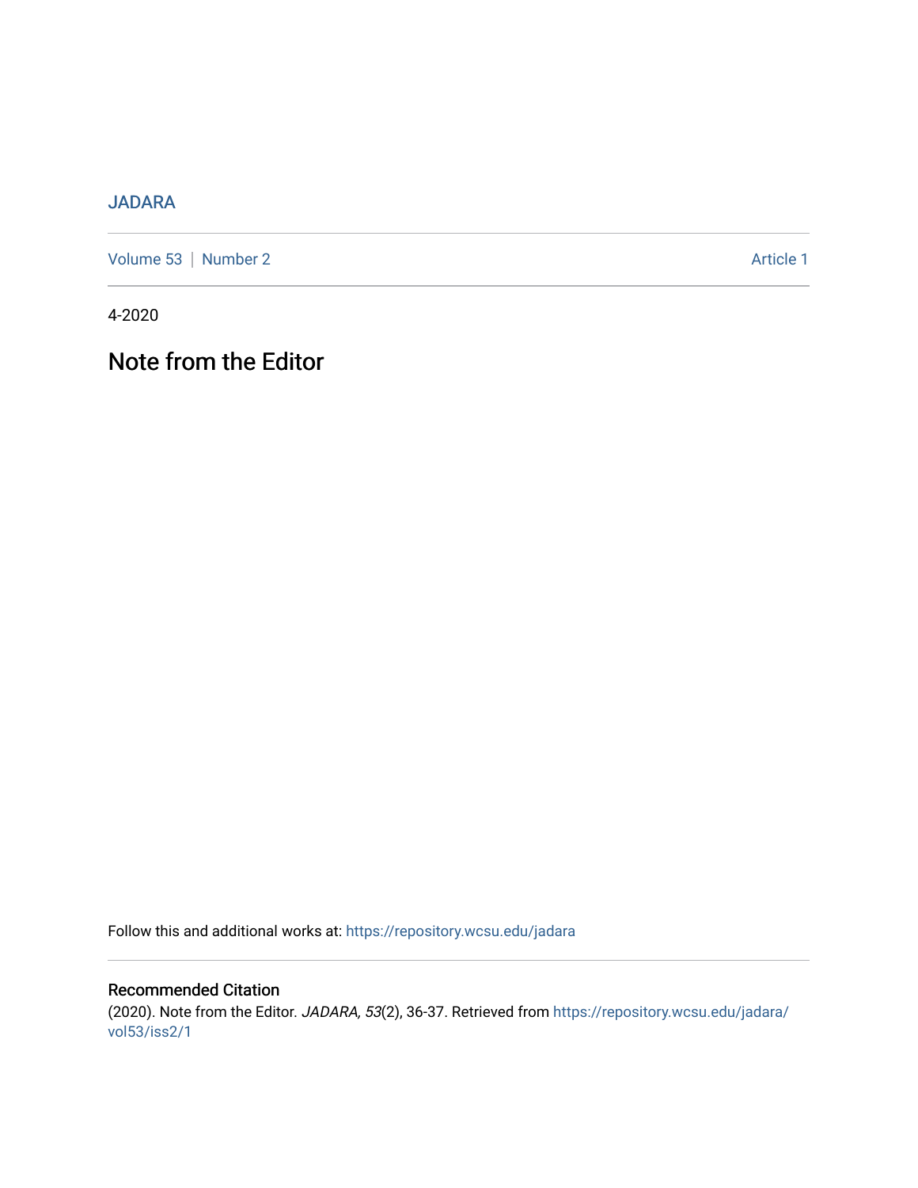JADARA

Volume 53 | Number 2 Article 1

4-2020

# Note from the Editor

Follow this and additional works at: https://repository.wcsu.edu/jadara

## Recommended Citation

(2020). Note from the Editor. *JADARA, 53*(2), 36-37. Retrieved from https://repository.wcsu.edu/jadara/vol53/iss2/1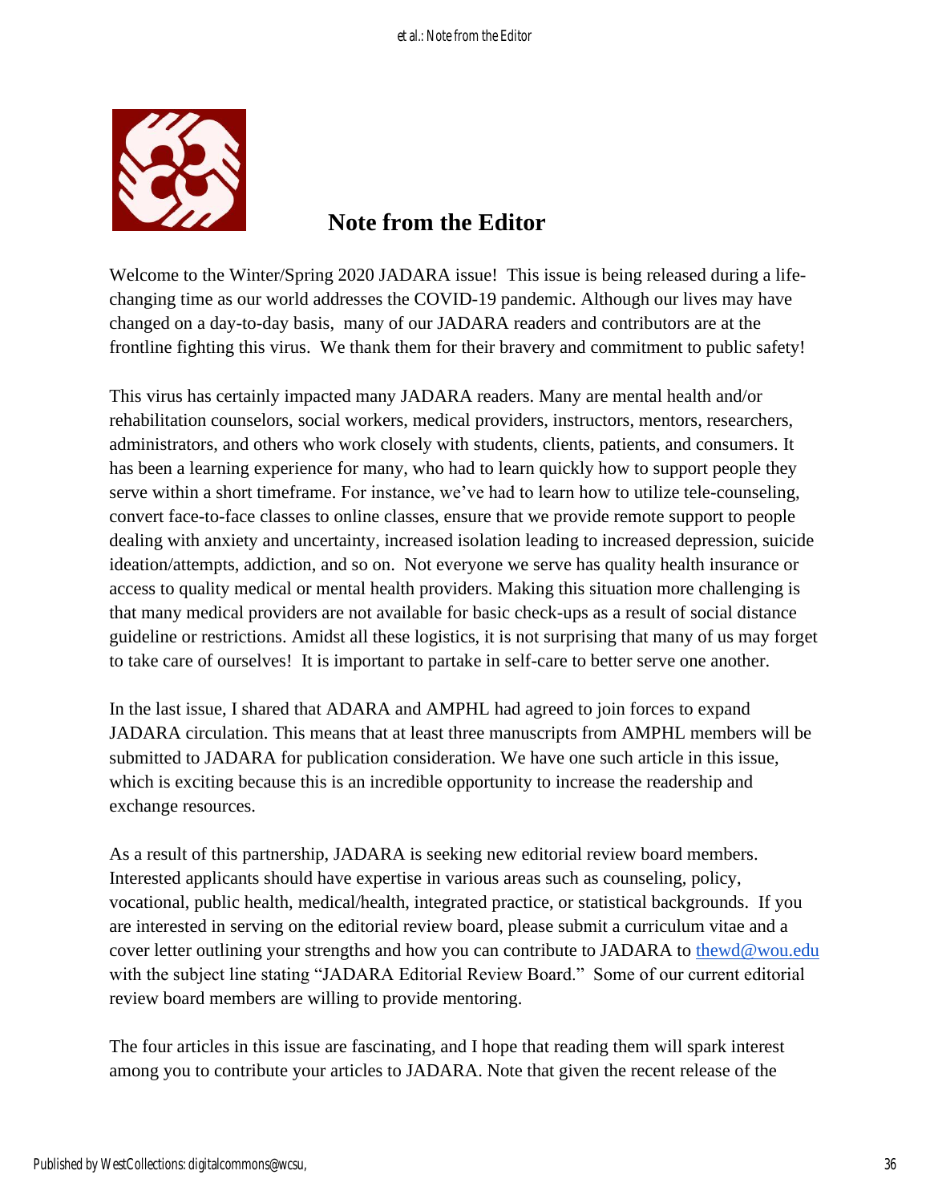# Note from the Editor

Welcome to the Winter/Spring 2020 JADARA issue! This issue is being released during a life-changing time as our world addresses the COVID-19 pandemic. Although our lives may have changed on a day-to-day basis, many of our JADARA readers and contributors are at the frontline fighting this virus. We thank them for their bravery and commitment to public safety!

This virus has certainly impacted many JADARA readers. Many are mental health and/or rehabilitation counselors, social workers, medical providers, instructors, mentors, researchers, administrators, and others who work closely with students, clients, patients, and consumers. It has been a learning experience for many, who had to learn quickly how to support people they serve within a short timeframe. For instance, we've had to learn how to utilize tele-counseling, convert face-to-face classes to online classes, ensure that we provide remote support to people dealing with anxiety and uncertainty, increased isolation leading to increased depression, suicide ideation/attempts, addiction, and so on. Not everyone we serve has quality health insurance or access to quality medical or mental health providers. Making this situation more challenging is that many medical providers are not available for basic check-ups as a result of social distance guideline or restrictions. Amidst all these logistics, it is not surprising that many of us may forget to take care of ourselves! It is important to partake in self-care to better serve one another.

In the last issue, I shared that ADARA and AMPHL had agreed to join forces to expand JADARA circulation. This means that at least three manuscripts from AMPHL members will be submitted to JADARA for publication consideration. We have one such article in this issue, which is exciting because this is an incredible opportunity to increase the readership and exchange resources.

As a result of this partnership, JADARA is seeking new editorial review board members. Interested applicants should have expertise in various areas such as counseling, policy, vocational, public health, medical/health, integrated practice, or statistical backgrounds. If you are interested in serving on the editorial review board, please submit a curriculum vitae and a cover letter outlining your strengths and how you can contribute to JADARA to thewd@wou.edu with the subject line stating "JADARA Editorial Review Board." Some of our current editorial review board members are willing to provide mentoring.

The four articles in this issue are fascinating, and I hope that reading them will spark interest among you to contribute your articles to JADARA. Note that given the recent release of the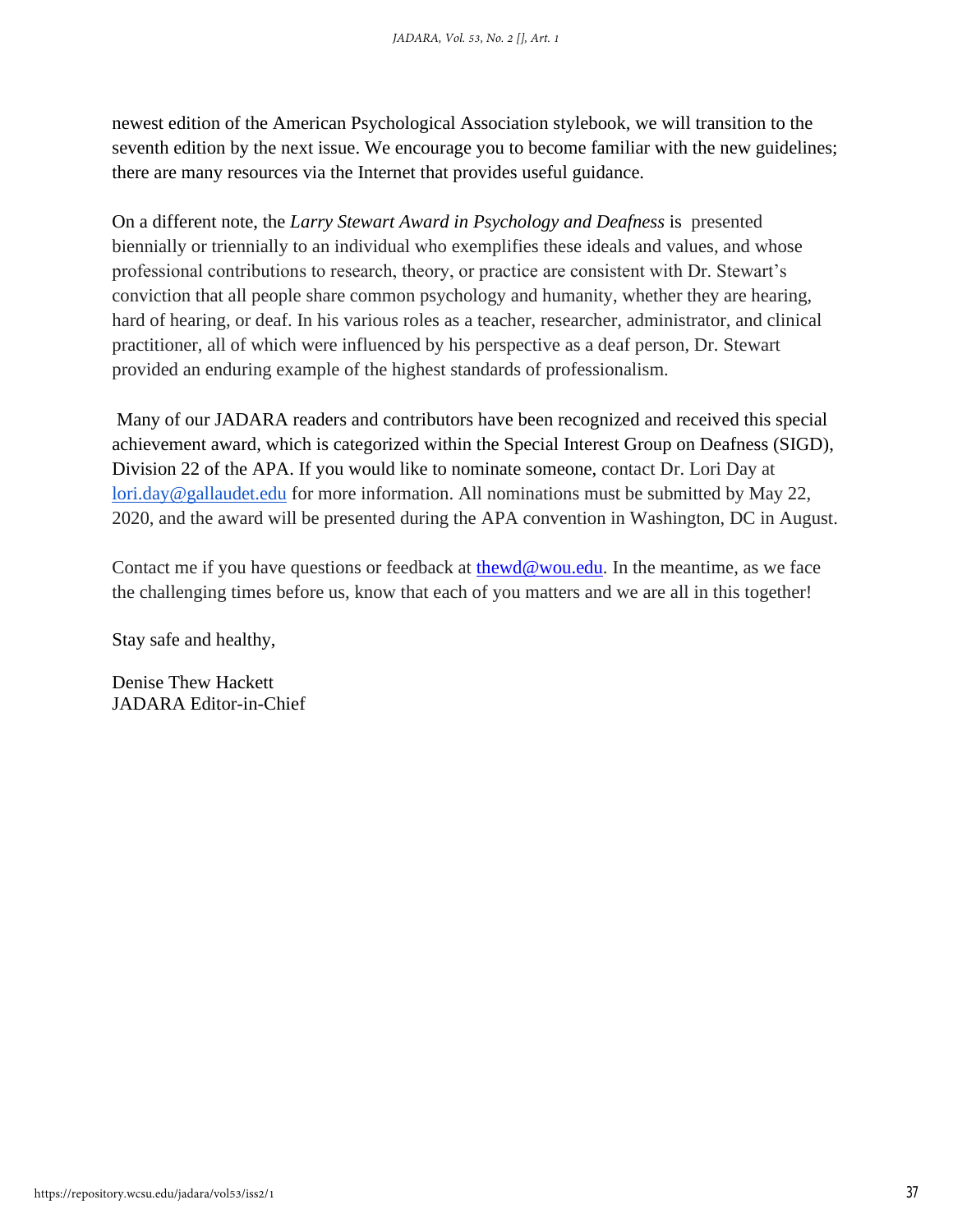newest edition of the American Psychological Association stylebook, we will transition to the seventh edition by the next issue. We encourage you to become familiar with the new guidelines; there are many resources via the Internet that provides useful guidance.

On a different note, the *Larry Stewart Award in Psychology and Deafness* is presented biennially or triennially to an individual who exemplifies these ideals and values, and whose professional contributions to research, theory, or practice are consistent with Dr. Stewart's conviction that all people share common psychology and humanity, whether they are hearing, hard of hearing, or deaf. In his various roles as a teacher, researcher, administrator, and clinical practitioner, all of which were influenced by his perspective as a deaf person, Dr. Stewart provided an enduring example of the highest standards of professionalism.

Many of our JADARA readers and contributors have been recognized and received this special achievement award, which is categorized within the Special Interest Group on Deafness (SIGD), Division 22 of the APA. If you would like to nominate someone, contact Dr. Lori Day at lori.day@gallaudet.edu for more information. All nominations must be submitted by May 22, 2020, and the award will be presented during the APA convention in Washington, DC in August.

Contact me if you have questions or feedback at thewd@wou.edu. In the meantime, as we face the challenging times before us, know that each of you matters and we are all in this together!

Stay safe and healthy,

Denise Thew Hackett
JADARA Editor-in-Chief